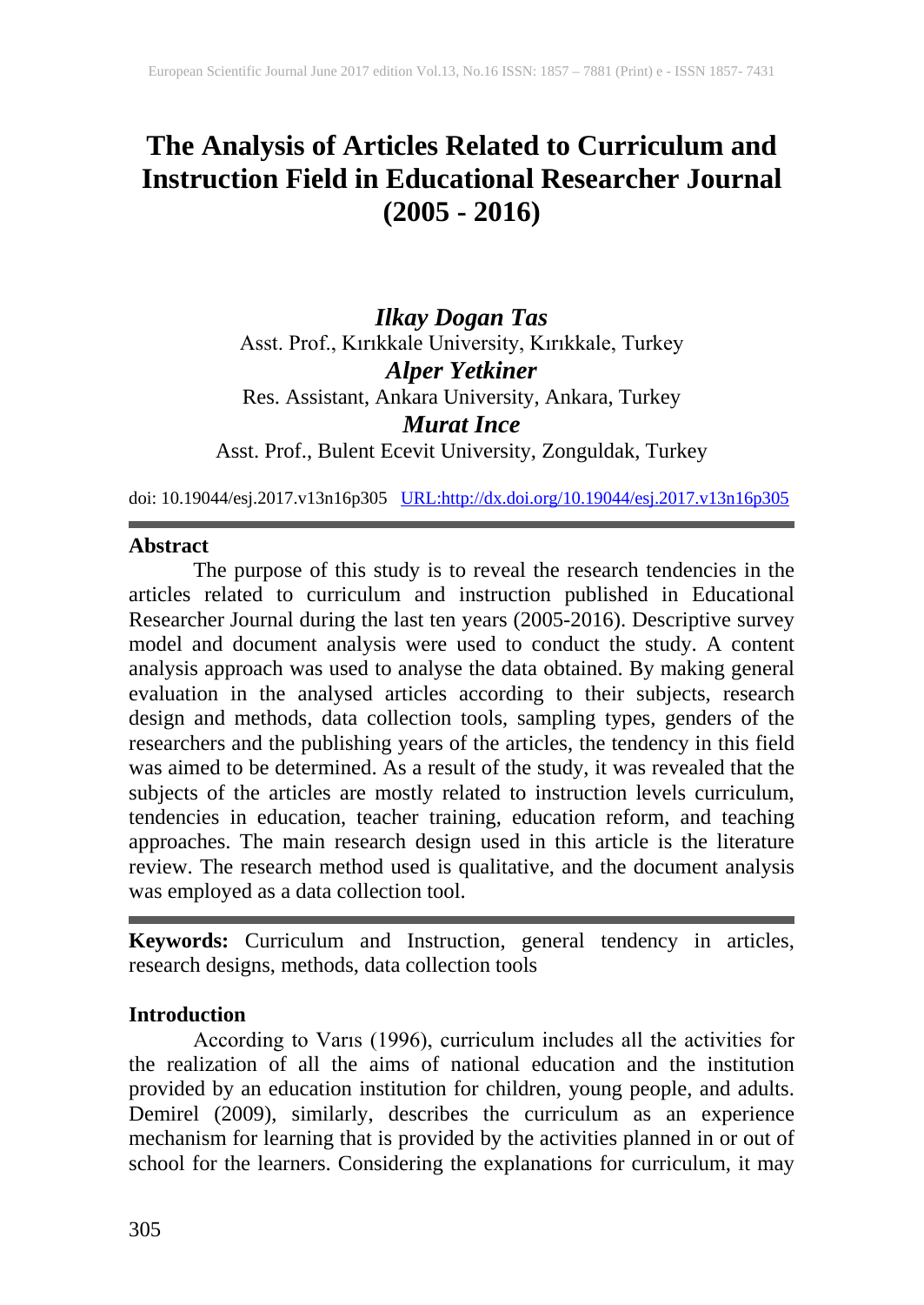# The Analysis of Articles Related to Curriculum and Instruction Field in Educational Researcher Journal (2005 - 2016)

***Ilkay Dogan Tas***
Asst. Prof., Kırıkkale University, Kırıkkale, Turkey

***Alper Yetkiner***
Res. Assistant, Ankara University, Ankara, Turkey

***Murat Ince***
Asst. Prof., Bulent Ecevit University, Zonguldak, Turkey

doi: 10.19044/esj.2017.v13n16p305 URL:http://dx.doi.org/10.19044/esj.2017.v13n16p305

## Abstract

The purpose of this study is to reveal the research tendencies in the articles related to curriculum and instruction published in Educational Researcher Journal during the last ten years (2005-2016). Descriptive survey model and document analysis were used to conduct the study. A content analysis approach was used to analyse the data obtained. By making general evaluation in the analysed articles according to their subjects, research design and methods, data collection tools, sampling types, genders of the researchers and the publishing years of the articles, the tendency in this field was aimed to be determined. As a result of the study, it was revealed that the subjects of the articles are mostly related to instruction levels curriculum, tendencies in education, teacher training, education reform, and teaching approaches. The main research design used in this article is the literature review. The research method used is qualitative, and the document analysis was employed as a data collection tool.

**Keywords:** Curriculum and Instruction, general tendency in articles, research designs, methods, data collection tools

## Introduction

According to Varıs (1996), curriculum includes all the activities for the realization of all the aims of national education and the institution provided by an education institution for children, young people, and adults. Demirel (2009), similarly, describes the curriculum as an experience mechanism for learning that is provided by the activities planned in or out of school for the learners. Considering the explanations for curriculum, it may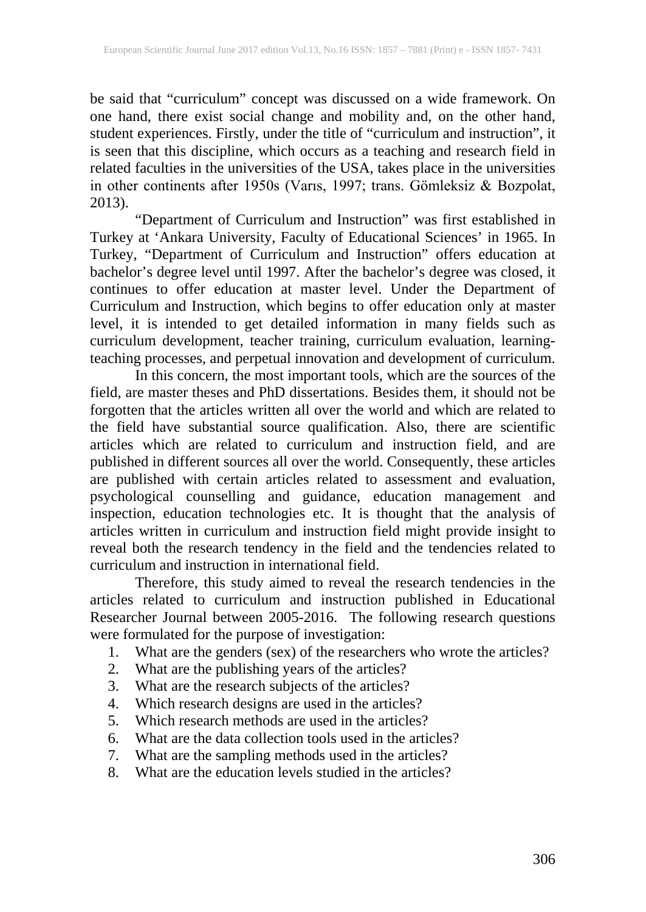be said that "curriculum" concept was discussed on a wide framework. On one hand, there exist social change and mobility and, on the other hand, student experiences. Firstly, under the title of "curriculum and instruction", it is seen that this discipline, which occurs as a teaching and research field in related faculties in the universities of the USA, takes place in the universities in other continents after 1950s (Varıs, 1997; trans. Gömleksiz & Bozpolat, 2013).

"Department of Curriculum and Instruction" was first established in Turkey at 'Ankara University, Faculty of Educational Sciences' in 1965. In Turkey, "Department of Curriculum and Instruction" offers education at bachelor's degree level until 1997. After the bachelor's degree was closed, it continues to offer education at master level. Under the Department of Curriculum and Instruction, which begins to offer education only at master level, it is intended to get detailed information in many fields such as curriculum development, teacher training, curriculum evaluation, learning-teaching processes, and perpetual innovation and development of curriculum.

In this concern, the most important tools, which are the sources of the field, are master theses and PhD dissertations. Besides them, it should not be forgotten that the articles written all over the world and which are related to the field have substantial source qualification. Also, there are scientific articles which are related to curriculum and instruction field, and are published in different sources all over the world. Consequently, these articles are published with certain articles related to assessment and evaluation, psychological counselling and guidance, education management and inspection, education technologies etc. It is thought that the analysis of articles written in curriculum and instruction field might provide insight to reveal both the research tendency in the field and the tendencies related to curriculum and instruction in international field.

Therefore, this study aimed to reveal the research tendencies in the articles related to curriculum and instruction published in Educational Researcher Journal between 2005-2016. The following research questions were formulated for the purpose of investigation:

1. What are the genders (sex) of the researchers who wrote the articles?
2. What are the publishing years of the articles?
3. What are the research subjects of the articles?
4. Which research designs are used in the articles?
5. Which research methods are used in the articles?
6. What are the data collection tools used in the articles?
7. What are the sampling methods used in the articles?
8. What are the education levels studied in the articles?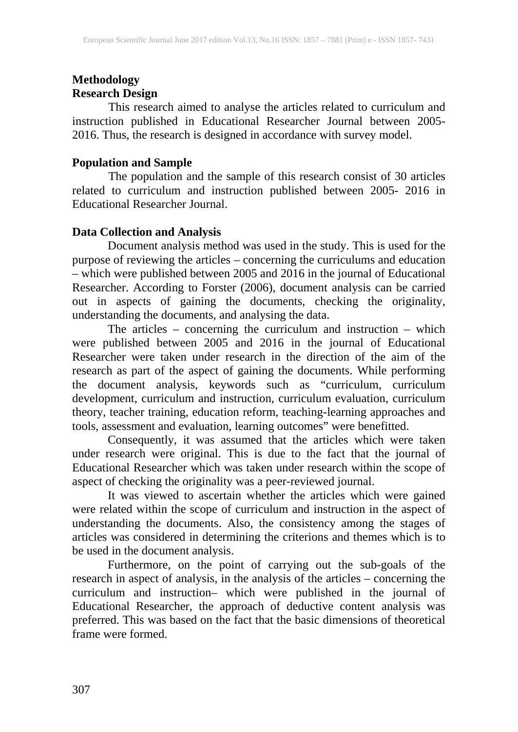## Methodology

### Research Design

This research aimed to analyse the articles related to curriculum and instruction published in Educational Researcher Journal between 2005-2016. Thus, the research is designed in accordance with survey model.

### Population and Sample

The population and the sample of this research consist of 30 articles related to curriculum and instruction published between 2005- 2016 in Educational Researcher Journal.

### Data Collection and Analysis

Document analysis method was used in the study. This is used for the purpose of reviewing the articles – concerning the curriculums and education – which were published between 2005 and 2016 in the journal of Educational Researcher. According to Forster (2006), document analysis can be carried out in aspects of gaining the documents, checking the originality, understanding the documents, and analysing the data.

The articles – concerning the curriculum and instruction – which were published between 2005 and 2016 in the journal of Educational Researcher were taken under research in the direction of the aim of the research as part of the aspect of gaining the documents. While performing the document analysis, keywords such as "curriculum, curriculum development, curriculum and instruction, curriculum evaluation, curriculum theory, teacher training, education reform, teaching-learning approaches and tools, assessment and evaluation, learning outcomes" were benefitted.

Consequently, it was assumed that the articles which were taken under research were original. This is due to the fact that the journal of Educational Researcher which was taken under research within the scope of aspect of checking the originality was a peer-reviewed journal.

It was viewed to ascertain whether the articles which were gained were related within the scope of curriculum and instruction in the aspect of understanding the documents. Also, the consistency among the stages of articles was considered in determining the criterions and themes which is to be used in the document analysis.

Furthermore, on the point of carrying out the sub-goals of the research in aspect of analysis, in the analysis of the articles – concerning the curriculum and instruction– which were published in the journal of Educational Researcher, the approach of deductive content analysis was preferred. This was based on the fact that the basic dimensions of theoretical frame were formed.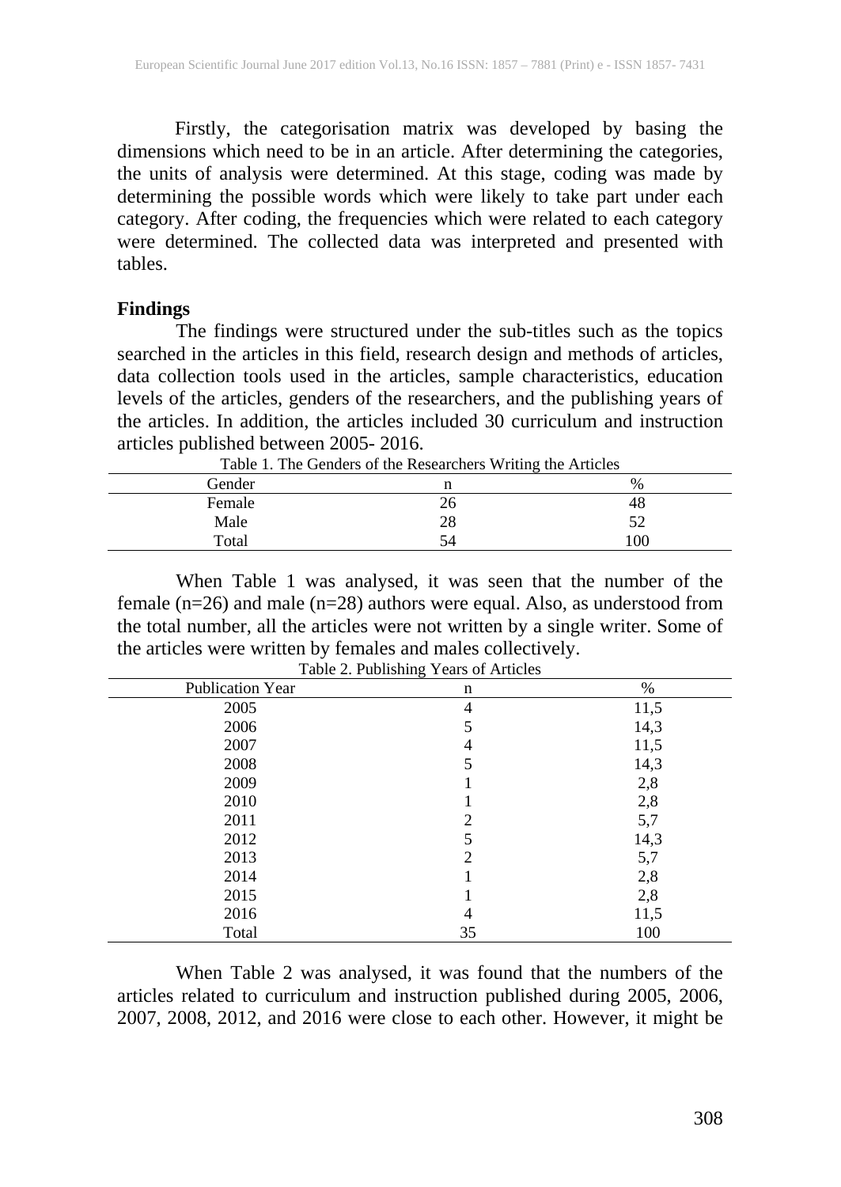Firstly, the categorisation matrix was developed by basing the dimensions which need to be in an article. After determining the categories, the units of analysis were determined. At this stage, coding was made by determining the possible words which were likely to take part under each category. After coding, the frequencies which were related to each category were determined. The collected data was interpreted and presented with tables.

**Findings**

The findings were structured under the sub-titles such as the topics searched in the articles in this field, research design and methods of articles, data collection tools used in the articles, sample characteristics, education levels of the articles, genders of the researchers, and the publishing years of the articles. In addition, the articles included 30 curriculum and instruction articles published between 2005- 2016.

Table 1. The Genders of the Researchers Writing the Articles

| Gender | n | % |
|---|---|---|
| Female | 26 | 48 |
| Male | 28 | 52 |
| Total | 54 | 100 |

When Table 1 was analysed, it was seen that the number of the female (n=26) and male (n=28) authors were equal. Also, as understood from the total number, all the articles were not written by a single writer. Some of the articles were written by females and males collectively.

Table 2. Publishing Years of Articles

| Publication Year | n | % |
|---|---|---|
| 2005 | 4 | 11,5 |
| 2006 | 5 | 14,3 |
| 2007 | 4 | 11,5 |
| 2008 | 5 | 14,3 |
| 2009 | 1 | 2,8 |
| 2010 | 1 | 2,8 |
| 2011 | 2 | 5,7 |
| 2012 | 5 | 14,3 |
| 2013 | 2 | 5,7 |
| 2014 | 1 | 2,8 |
| 2015 | 1 | 2,8 |
| 2016 | 4 | 11,5 |
| Total | 35 | 100 |

When Table 2 was analysed, it was found that the numbers of the articles related to curriculum and instruction published during 2005, 2006, 2007, 2008, 2012, and 2016 were close to each other. However, it might be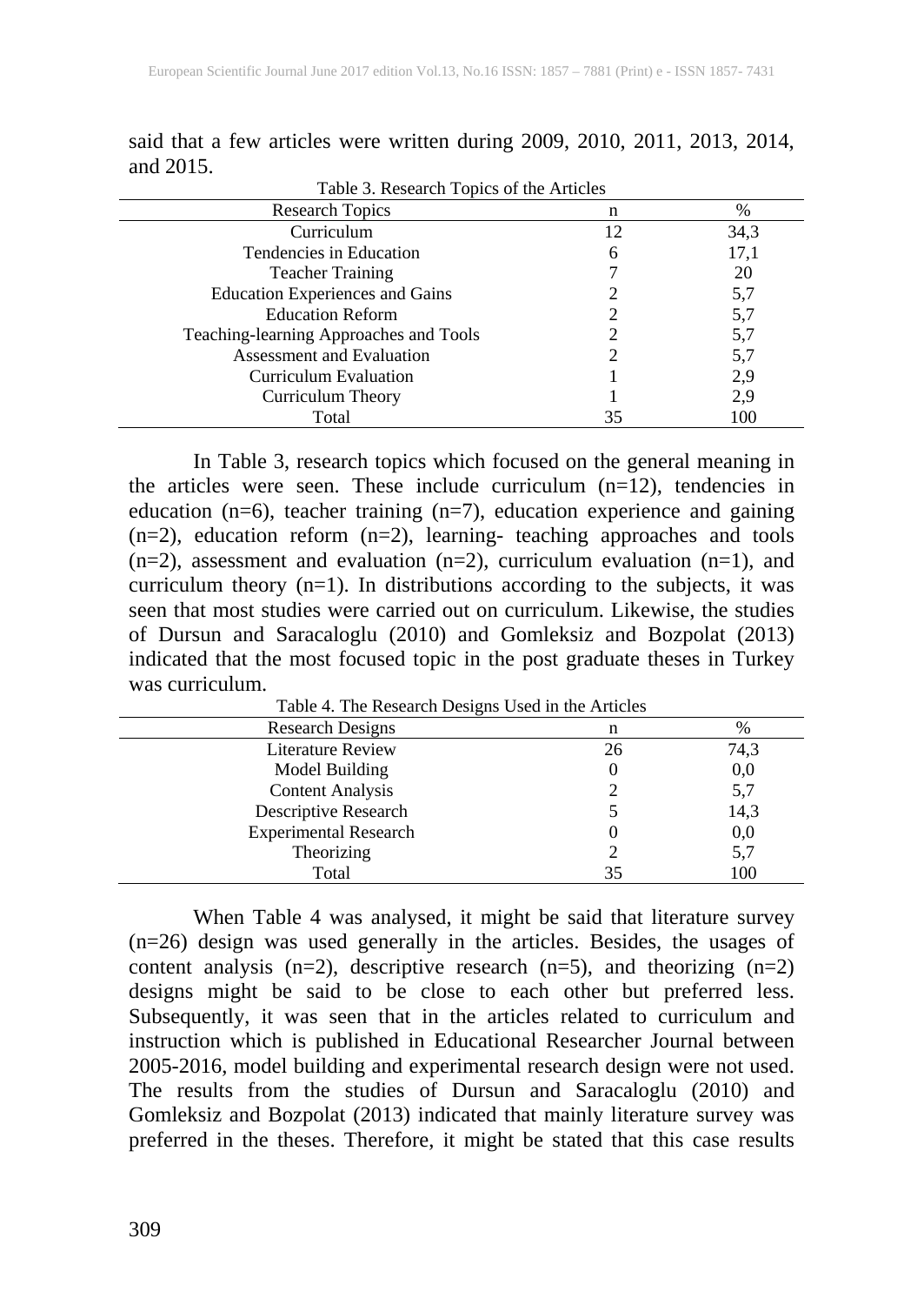said that a few articles were written during 2009, 2010, 2011, 2013, 2014, and 2015.

Table 3. Research Topics of the Articles

| Research Topics | n | % |
|---|---|---|
| Curriculum | 12 | 34,3 |
| Tendencies in Education | 6 | 17,1 |
| Teacher Training | 7 | 20 |
| Education Experiences and Gains | 2 | 5,7 |
| Education Reform | 2 | 5,7 |
| Teaching-learning Approaches and Tools | 2 | 5,7 |
| Assessment and Evaluation | 2 | 5,7 |
| Curriculum Evaluation | 1 | 2,9 |
| Curriculum Theory | 1 | 2,9 |
| Total | 35 | 100 |

In Table 3, research topics which focused on the general meaning in the articles were seen. These include curriculum (n=12), tendencies in education (n=6), teacher training (n=7), education experience and gaining (n=2), education reform (n=2), learning- teaching approaches and tools (n=2), assessment and evaluation (n=2), curriculum evaluation (n=1), and curriculum theory (n=1). In distributions according to the subjects, it was seen that most studies were carried out on curriculum. Likewise, the studies of Dursun and Saracaloglu (2010) and Gomleksiz and Bozpolat (2013) indicated that the most focused topic in the post graduate theses in Turkey was curriculum.

Table 4. The Research Designs Used in the Articles

| Research Designs | n | % |
|---|---|---|
| Literature Review | 26 | 74,3 |
| Model Building | 0 | 0,0 |
| Content Analysis | 2 | 5,7 |
| Descriptive Research | 5 | 14,3 |
| Experimental Research | 0 | 0,0 |
| Theorizing | 2 | 5,7 |
| Total | 35 | 100 |

When Table 4 was analysed, it might be said that literature survey (n=26) design was used generally in the articles. Besides, the usages of content analysis (n=2), descriptive research (n=5), and theorizing (n=2) designs might be said to be close to each other but preferred less. Subsequently, it was seen that in the articles related to curriculum and instruction which is published in Educational Researcher Journal between 2005-2016, model building and experimental research design were not used. The results from the studies of Dursun and Saracaloglu (2010) and Gomleksiz and Bozpolat (2013) indicated that mainly literature survey was preferred in the theses. Therefore, it might be stated that this case results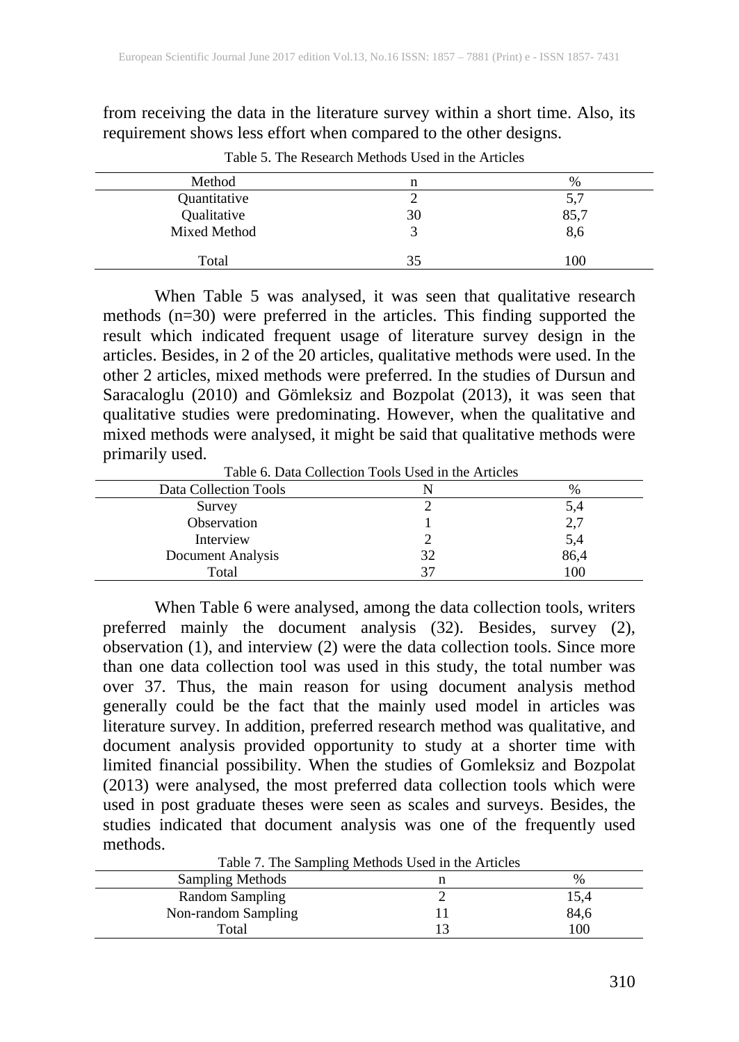from receiving the data in the literature survey within a short time. Also, its requirement shows less effort when compared to the other designs.

Table 5. The Research Methods Used in the Articles

| Method | n | % |
|---|---|---|
| Quantitative | 2 | 5,7 |
| Qualitative | 30 | 85,7 |
| Mixed Method | 3 | 8,6 |
| Total | 35 | 100 |

When Table 5 was analysed, it was seen that qualitative research methods (n=30) were preferred in the articles. This finding supported the result which indicated frequent usage of literature survey design in the articles. Besides, in 2 of the 20 articles, qualitative methods were used. In the other 2 articles, mixed methods were preferred. In the studies of Dursun and Saracaloglu (2010) and Gömleksiz and Bozpolat (2013), it was seen that qualitative studies were predominating. However, when the qualitative and mixed methods were analysed, it might be said that qualitative methods were primarily used.

Table 6. Data Collection Tools Used in the Articles

| Data Collection Tools | N | % |
|---|---|---|
| Survey | 2 | 5,4 |
| Observation | 1 | 2,7 |
| Interview | 2 | 5,4 |
| Document Analysis | 32 | 86,4 |
| Total | 37 | 100 |

When Table 6 were analysed, among the data collection tools, writers preferred mainly the document analysis (32). Besides, survey (2), observation (1), and interview (2) were the data collection tools. Since more than one data collection tool was used in this study, the total number was over 37. Thus, the main reason for using document analysis method generally could be the fact that the mainly used model in articles was literature survey. In addition, preferred research method was qualitative, and document analysis provided opportunity to study at a shorter time with limited financial possibility. When the studies of Gomleksiz and Bozpolat (2013) were analysed, the most preferred data collection tools which were used in post graduate theses were seen as scales and surveys. Besides, the studies indicated that document analysis was one of the frequently used methods.

Table 7. The Sampling Methods Used in the Articles

| Sampling Methods | n | % |
|---|---|---|
| Random Sampling | 2 | 15,4 |
| Non-random Sampling | 11 | 84,6 |
| Total | 13 | 100 |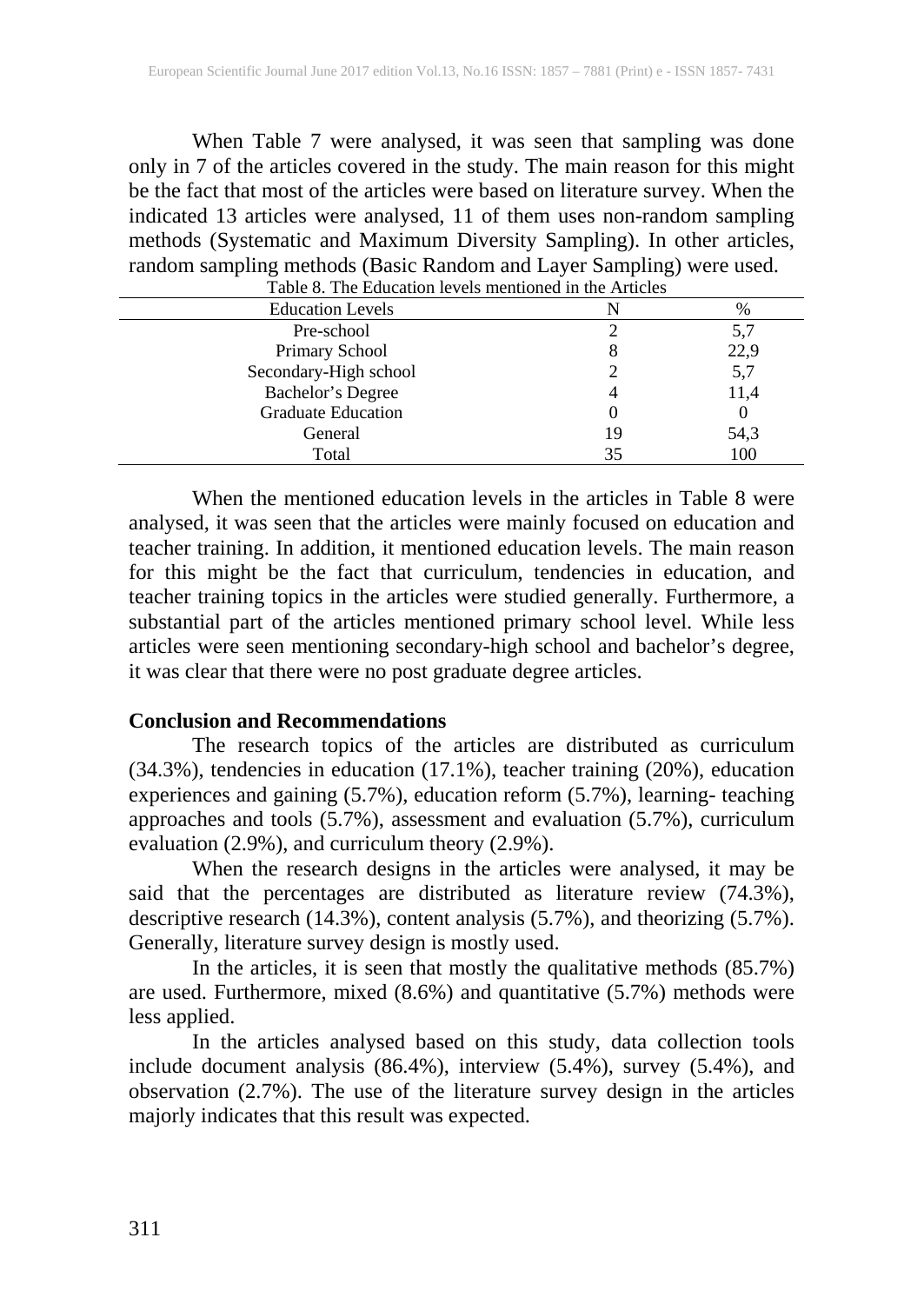When Table 7 were analysed, it was seen that sampling was done only in 7 of the articles covered in the study. The main reason for this might be the fact that most of the articles were based on literature survey. When the indicated 13 articles were analysed, 11 of them uses non-random sampling methods (Systematic and Maximum Diversity Sampling). In other articles, random sampling methods (Basic Random and Layer Sampling) were used.

Table 8. The Education levels mentioned in the Articles

| Education Levels | N | % |
|---|---|---|
| Pre-school | 2 | 5,7 |
| Primary School | 8 | 22,9 |
| Secondary-High school | 2 | 5,7 |
| Bachelor's Degree | 4 | 11,4 |
| Graduate Education | 0 | 0 |
| General | 19 | 54,3 |
| Total | 35 | 100 |

When the mentioned education levels in the articles in Table 8 were analysed, it was seen that the articles were mainly focused on education and teacher training. In addition, it mentioned education levels. The main reason for this might be the fact that curriculum, tendencies in education, and teacher training topics in the articles were studied generally. Furthermore, a substantial part of the articles mentioned primary school level. While less articles were seen mentioning secondary-high school and bachelor's degree, it was clear that there were no post graduate degree articles.

**Conclusion and Recommendations**

The research topics of the articles are distributed as curriculum (34.3%), tendencies in education (17.1%), teacher training (20%), education experiences and gaining (5.7%), education reform (5.7%), learning- teaching approaches and tools (5.7%), assessment and evaluation (5.7%), curriculum evaluation (2.9%), and curriculum theory (2.9%).

When the research designs in the articles were analysed, it may be said that the percentages are distributed as literature review (74.3%), descriptive research (14.3%), content analysis (5.7%), and theorizing (5.7%). Generally, literature survey design is mostly used.

In the articles, it is seen that mostly the qualitative methods (85.7%) are used. Furthermore, mixed (8.6%) and quantitative (5.7%) methods were less applied.

In the articles analysed based on this study, data collection tools include document analysis (86.4%), interview (5.4%), survey (5.4%), and observation (2.7%). The use of the literature survey design in the articles majorly indicates that this result was expected.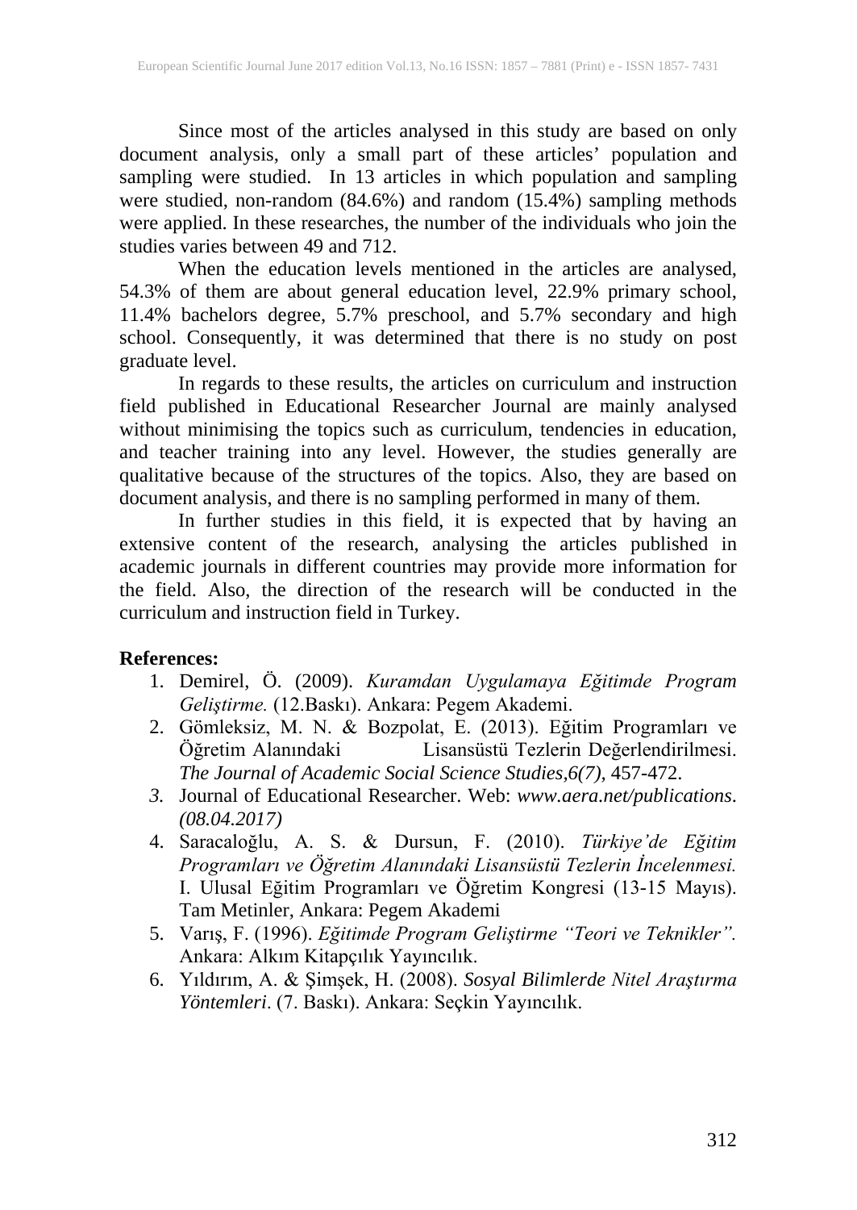Since most of the articles analysed in this study are based on only document analysis, only a small part of these articles' population and sampling were studied. In 13 articles in which population and sampling were studied, non-random (84.6%) and random (15.4%) sampling methods were applied. In these researches, the number of the individuals who join the studies varies between 49 and 712.

When the education levels mentioned in the articles are analysed, 54.3% of them are about general education level, 22.9% primary school, 11.4% bachelors degree, 5.7% preschool, and 5.7% secondary and high school. Consequently, it was determined that there is no study on post graduate level.

In regards to these results, the articles on curriculum and instruction field published in Educational Researcher Journal are mainly analysed without minimising the topics such as curriculum, tendencies in education, and teacher training into any level. However, the studies generally are qualitative because of the structures of the topics. Also, they are based on document analysis, and there is no sampling performed in many of them.

In further studies in this field, it is expected that by having an extensive content of the research, analysing the articles published in academic journals in different countries may provide more information for the field. Also, the direction of the research will be conducted in the curriculum and instruction field in Turkey.

**References:**

1. Demirel, Ö. (2009). *Kuramdan Uygulamaya Eğitimde Program Geliştirme.* (12.Baskı). Ankara: Pegem Akademi.
2. Gömleksiz, M. N. & Bozpolat, E. (2013). Eğitim Programları ve Öğretim Alanındaki Lisansüstü Tezlerin Değerlendirilmesi. *The Journal of Academic Social Science Studies,6(7),* 457-472.
3. Journal of Educational Researcher. Web: *www.aera.net/publications. (08.04.2017)*
4. Saracaloğlu, A. S. & Dursun, F. (2010). *Türkiye'de Eğitim Programları ve Öğretim Alanındaki Lisansüstü Tezlerin İncelenmesi.* I. Ulusal Eğitim Programları ve Öğretim Kongresi (13-15 Mayıs). Tam Metinler, Ankara: Pegem Akademi
5. Varış, F. (1996). *Eğitimde Program Geliştirme "Teori ve Teknikler".* Ankara: Alkım Kitapçılık Yayıncılık.
6. Yıldırım, A. & Şimşek, H. (2008). *Sosyal Bilimlerde Nitel Araştırma Yöntemleri*. (7. Baskı). Ankara: Seçkin Yayıncılık.